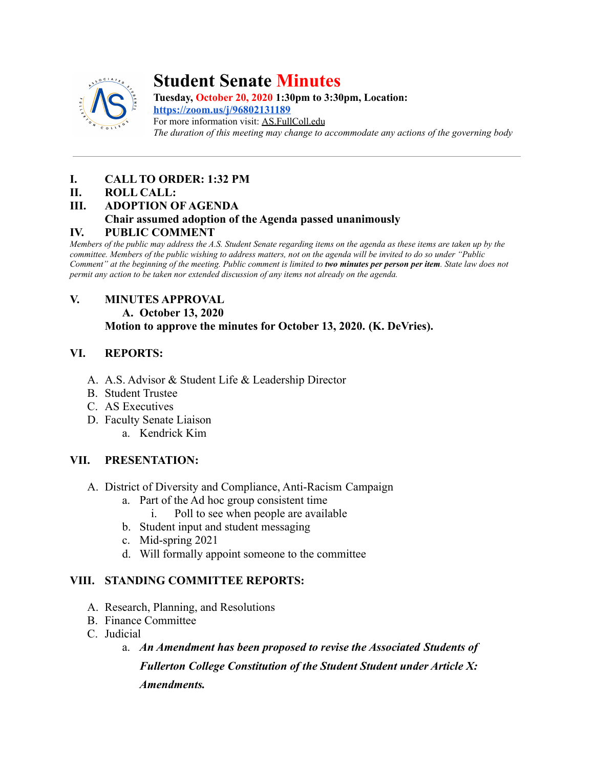# Student Senate Minutes

**Tuesday, October 20, 2020 1:30pm to 3:30pm, Location:**
**https://zoom.us/j/96802131189**
For more information visit: AS.FullColl.edu
*The duration of this meeting may change to accommodate any actions of the governing body*

---

**I. CALL TO ORDER: 1:32 PM**

**II. ROLL CALL:**

**III. ADOPTION OF AGENDA**
**Chair assumed adoption of the Agenda passed unanimously**

**IV. PUBLIC COMMENT**

*Members of the public may address the A.S. Student Senate regarding items on the agenda as these items are taken up by the committee. Members of the public wishing to address matters, not on the agenda will be invited to do so under "Public Comment" at the beginning of the meeting. Public comment is limited to **two minutes per person per item**. State law does not permit any action to be taken nor extended discussion of any items not already on the agenda.*

**V. MINUTES APPROVAL**
**A. October 13, 2020**
**Motion to approve the minutes for October 13, 2020. (K. DeVries).**

**VI. REPORTS:**

A. A.S. Advisor & Student Life & Leadership Director
B. Student Trustee
C. AS Executives
D. Faculty Senate Liaison
  a. Kendrick Kim

**VII. PRESENTATION:**

A. District of Diversity and Compliance, Anti-Racism Campaign
  a. Part of the Ad hoc group consistent time
    i. Poll to see when people are available
  b. Student input and student messaging
  c. Mid-spring 2021
  d. Will formally appoint someone to the committee

**VIII. STANDING COMMITTEE REPORTS:**

A. Research, Planning, and Resolutions
B. Finance Committee
C. Judicial
  a. ***An Amendment has been proposed to revise the Associated Students of Fullerton College Constitution of the Student Student under Article X: Amendments.***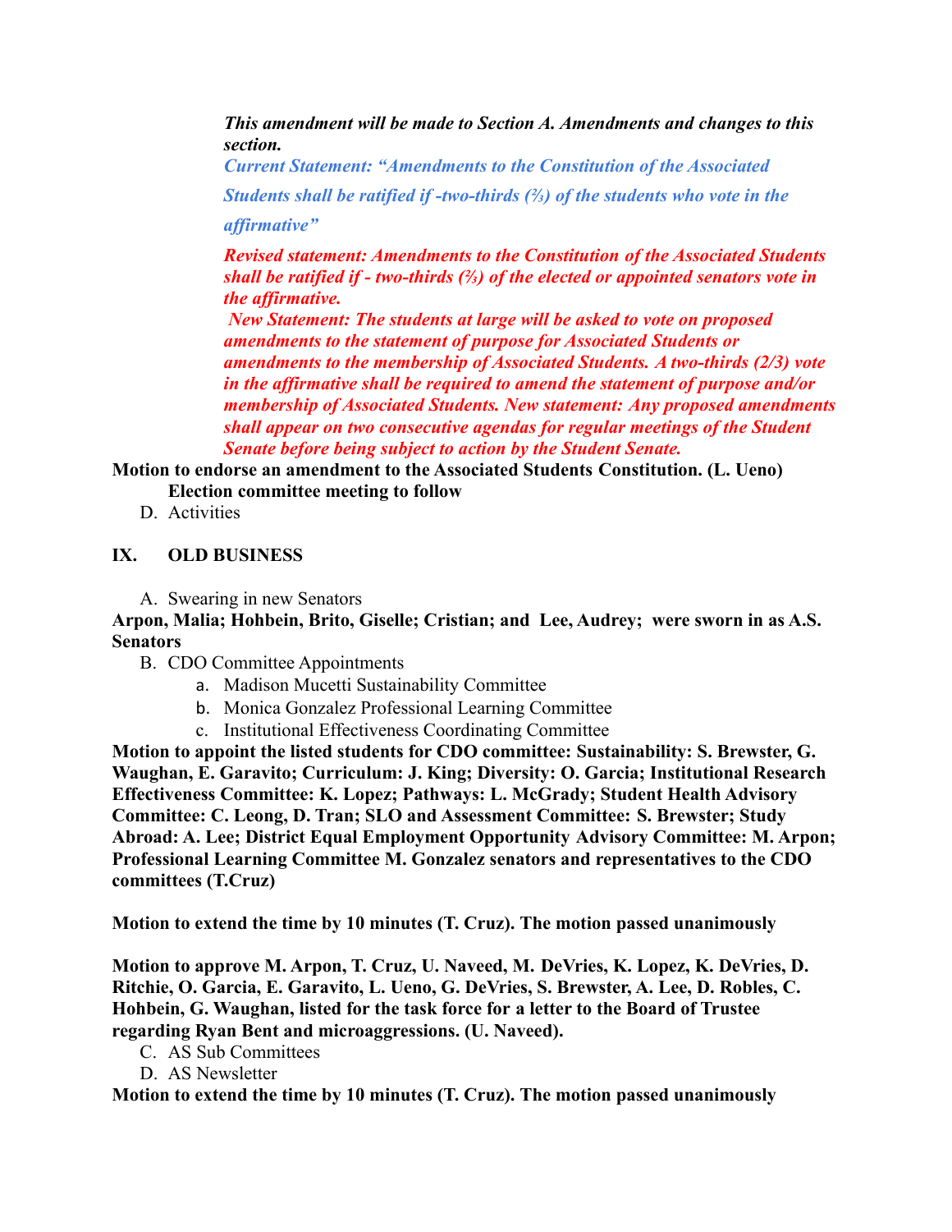***This amendment will be made to Section A. Amendments and changes to this section.***

***Current Statement: "Amendments to the Constitution of the Associated Students shall be ratified if -two-thirds (⅔) of the students who vote in the affirmative"***

***Revised statement: Amendments to the Constitution of the Associated Students shall be ratified if - two-thirds (⅔) of the elected or appointed senators vote in the affirmative.***

***New Statement: The students at large will be asked to vote on proposed amendments to the statement of purpose for Associated Students or amendments to the membership of Associated Students. A two-thirds (2/3) vote in the affirmative shall be required to amend the statement of purpose and/or membership of Associated Students. New statement: Any proposed amendments shall appear on two consecutive agendas for regular meetings of the Student Senate before being subject to action by the Student Senate.***

**Motion to endorse an amendment to the Associated Students Constitution. (L. Ueno)**

**Election committee meeting to follow**

D. Activities

## IX. OLD BUSINESS

A. Swearing in new Senators

**Arpon, Malia; Hohbein, Brito, Giselle; Cristian; and Lee, Audrey; were sworn in as A.S. Senators**

B. CDO Committee Appointments
   a. Madison Mucetti Sustainability Committee
   b. Monica Gonzalez Professional Learning Committee
   c. Institutional Effectiveness Coordinating Committee

**Motion to appoint the listed students for CDO committee: Sustainability: S. Brewster, G. Waughan, E. Garavito; Curriculum: J. King; Diversity: O. Garcia; Institutional Research Effectiveness Committee: K. Lopez; Pathways: L. McGrady; Student Health Advisory Committee: C. Leong, D. Tran; SLO and Assessment Committee: S. Brewster; Study Abroad: A. Lee; District Equal Employment Opportunity Advisory Committee: M. Arpon; Professional Learning Committee M. Gonzalez senators and representatives to the CDO committees (T.Cruz)**

**Motion to extend the time by 10 minutes (T. Cruz). The motion passed unanimously**

**Motion to approve M. Arpon, T. Cruz, U. Naveed, M. DeVries, K. Lopez, K. DeVries, D. Ritchie, O. Garcia, E. Garavito, L. Ueno, G. DeVries, S. Brewster, A. Lee, D. Robles, C. Hohbein, G. Waughan, listed for the task force for a letter to the Board of Trustee regarding Ryan Bent and microaggressions. (U. Naveed).**

C. AS Sub Committees

D. AS Newsletter

**Motion to extend the time by 10 minutes (T. Cruz). The motion passed unanimously**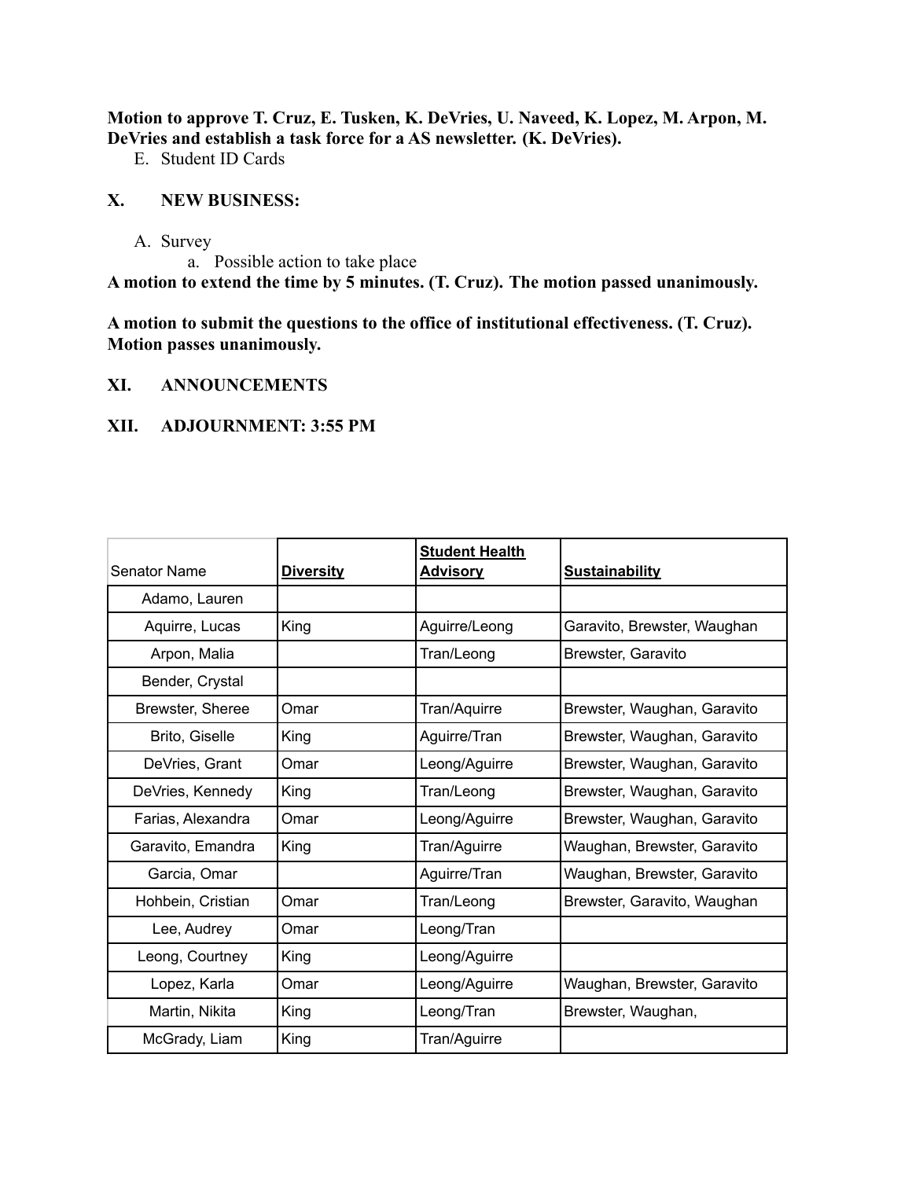**Motion to approve T. Cruz, E. Tusken, K. DeVries, U. Naveed, K. Lopez, M. Arpon, M. DeVries and establish a task force for a AS newsletter. (K. DeVries).**

E. Student ID Cards

## X. NEW BUSINESS:

A. Survey
   a. Possible action to take place

**A motion to extend the time by 5 minutes. (T. Cruz). The motion passed unanimously.**

**A motion to submit the questions to the office of institutional effectiveness. (T. Cruz). Motion passes unanimously.**

## XI. ANNOUNCEMENTS

## XII. ADJOURNMENT: 3:55 PM

| Senator Name | **Diversity** | **Student Health Advisory** | **Sustainability** |
|---|---|---|---|
| Adamo, Lauren | | | |
| Aquirre, Lucas | King | Aguirre/Leong | Garavito, Brewster, Waughan |
| Arpon, Malia | | Tran/Leong | Brewster, Garavito |
| Bender, Crystal | | | |
| Brewster, Sheree | Omar | Tran/Aquirre | Brewster, Waughan, Garavito |
| Brito, Giselle | King | Aguirre/Tran | Brewster, Waughan, Garavito |
| DeVries, Grant | Omar | Leong/Aguirre | Brewster, Waughan, Garavito |
| DeVries, Kennedy | King | Tran/Leong | Brewster, Waughan, Garavito |
| Farias, Alexandra | Omar | Leong/Aguirre | Brewster, Waughan, Garavito |
| Garavito, Emandra | King | Tran/Aguirre | Waughan, Brewster, Garavito |
| Garcia, Omar | | Aguirre/Tran | Waughan, Brewster, Garavito |
| Hohbein, Cristian | Omar | Tran/Leong | Brewster, Garavito, Waughan |
| Lee, Audrey | Omar | Leong/Tran | |
| Leong, Courtney | King | Leong/Aguirre | |
| Lopez, Karla | Omar | Leong/Aguirre | Waughan, Brewster, Garavito |
| Martin, Nikita | King | Leong/Tran | Brewster, Waughan, |
| McGrady, Liam | King | Tran/Aguirre | |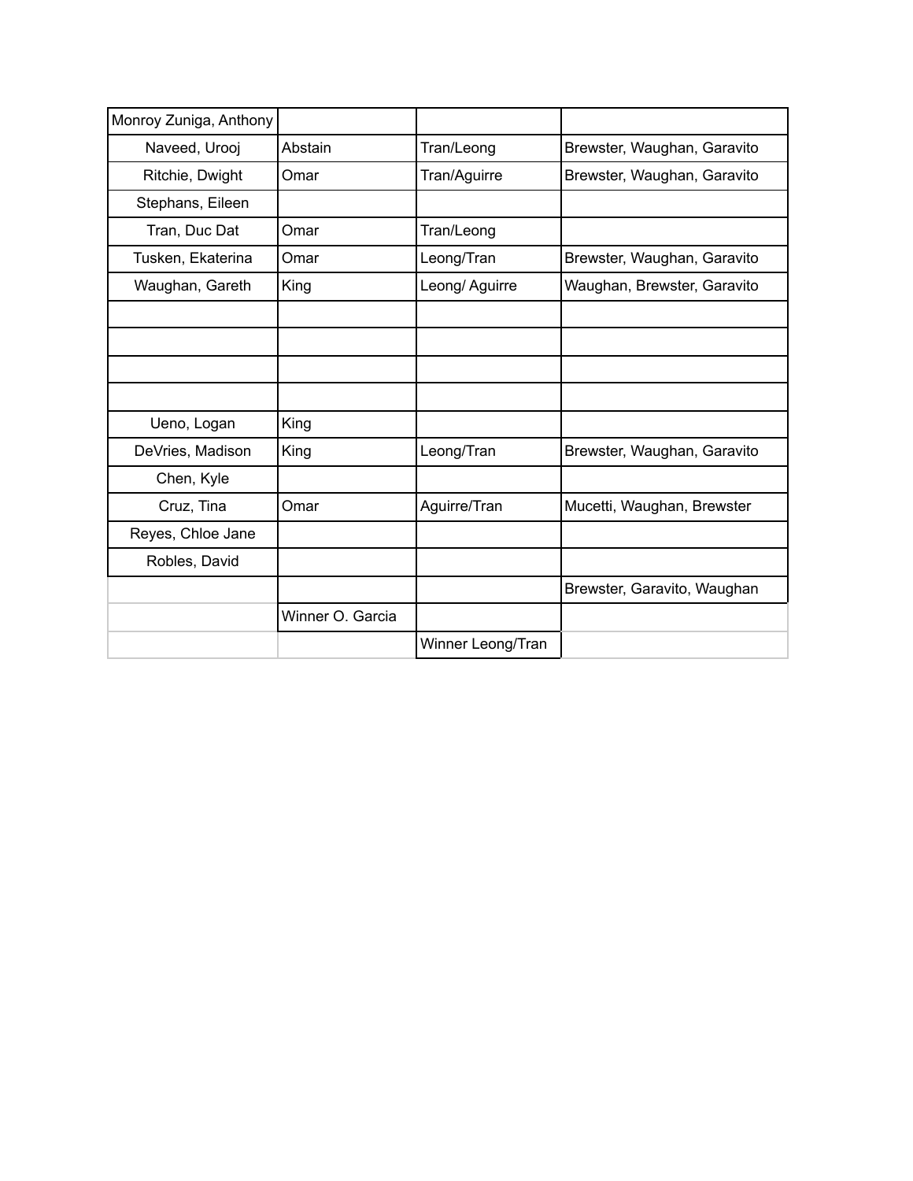| | | | |
|---|---|---|---|
| Monroy Zuniga, Anthony | | | |
| Naveed, Urooj | Abstain | Tran/Leong | Brewster, Waughan, Garavito |
| Ritchie, Dwight | Omar | Tran/Aguirre | Brewster, Waughan, Garavito |
| Stephans, Eileen | | | |
| Tran, Duc Dat | Omar | Tran/Leong | |
| Tusken, Ekaterina | Omar | Leong/Tran | Brewster, Waughan, Garavito |
| Waughan, Gareth | King | Leong/ Aguirre | Waughan, Brewster, Garavito |
| | | | |
| | | | |
| | | | |
| | | | |
| Ueno, Logan | King | | |
| DeVries, Madison | King | Leong/Tran | Brewster, Waughan, Garavito |
| Chen, Kyle | | | |
| Cruz, Tina | Omar | Aguirre/Tran | Mucetti, Waughan, Brewster |
| Reyes, Chloe Jane | | | |
| Robles, David | | | |
| | | | Brewster, Garavito, Waughan |
| | Winner O. Garcia | | |
| | | Winner Leong/Tran | |